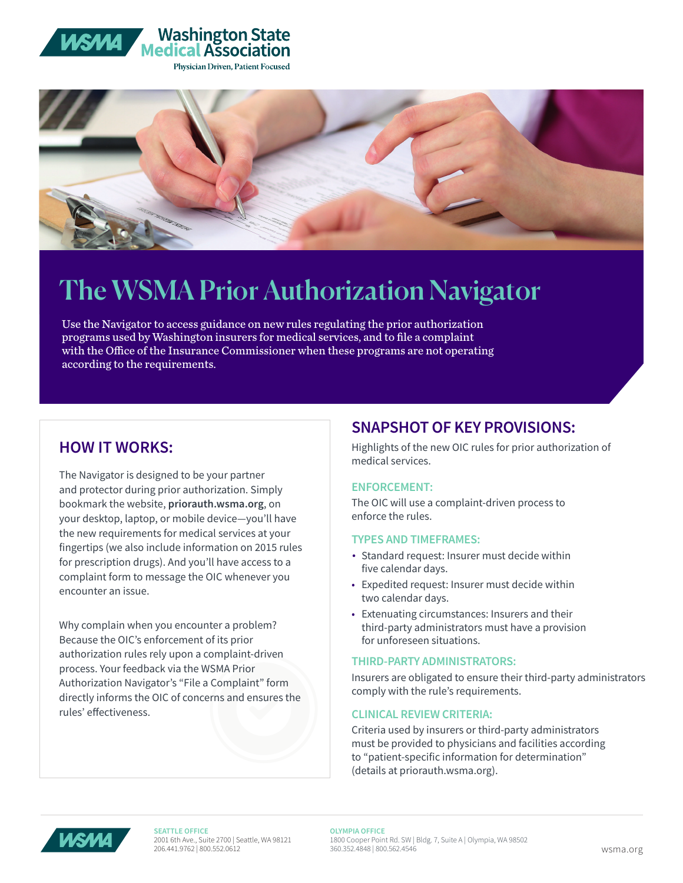Washington State Medical Association

Physician Driven, Patient Focused

# The WSMA Prior Authorization Navigator

Use the Navigator to access guidance on new rules regulating the prior authorization programs used by Washington insurers for medical services, and to file a complaint with the Office of the Insurance Commissioner when these programs are not operating according to the requirements.

## HOW IT WORKS:

The Navigator is designed to be your partner and protector during prior authorization. Simply bookmark the website, **priorauth.wsma.org**, on your desktop, laptop, or mobile device—you'll have the new requirements for medical services at your fingertips (we also include information on 2015 rules for prescription drugs). And you'll have access to a complaint form to message the OIC whenever you encounter an issue.

Why complain when you encounter a problem? Because the OIC's enforcement of its prior authorization rules rely upon a complaint-driven process. Your feedback via the WSMA Prior Authorization Navigator's "File a Complaint" form directly informs the OIC of concerns and ensures the rules' effectiveness.

## SNAPSHOT OF KEY PROVISIONS:

Highlights of the new OIC rules for prior authorization of medical services.

### ENFORCEMENT:

The OIC will use a complaint-driven process to enforce the rules.

### TYPES AND TIMEFRAMES:

- Standard request: Insurer must decide within five calendar days.
- Expedited request: Insurer must decide within two calendar days.
- Extenuating circumstances: Insurers and their third-party administrators must have a provision for unforeseen situations.

### THIRD-PARTY ADMINISTRATORS:

Insurers are obligated to ensure their third-party administrators comply with the rule's requirements.

### CLINICAL REVIEW CRITERIA:

Criteria used by insurers or third-party administrators must be provided to physicians and facilities according to "patient-specific information for determination" (details at priorauth.wsma.org).

**SEATTLE OFFICE**
2001 6th Ave., Suite 2700 | Seattle, WA 98121
206.441.9762 | 800.552.0612

**OLYMPIA OFFICE**
1800 Cooper Point Rd. SW | Bldg. 7, Suite A | Olympia, WA 98502
360.352.4848 | 800.562.4546

wsma.org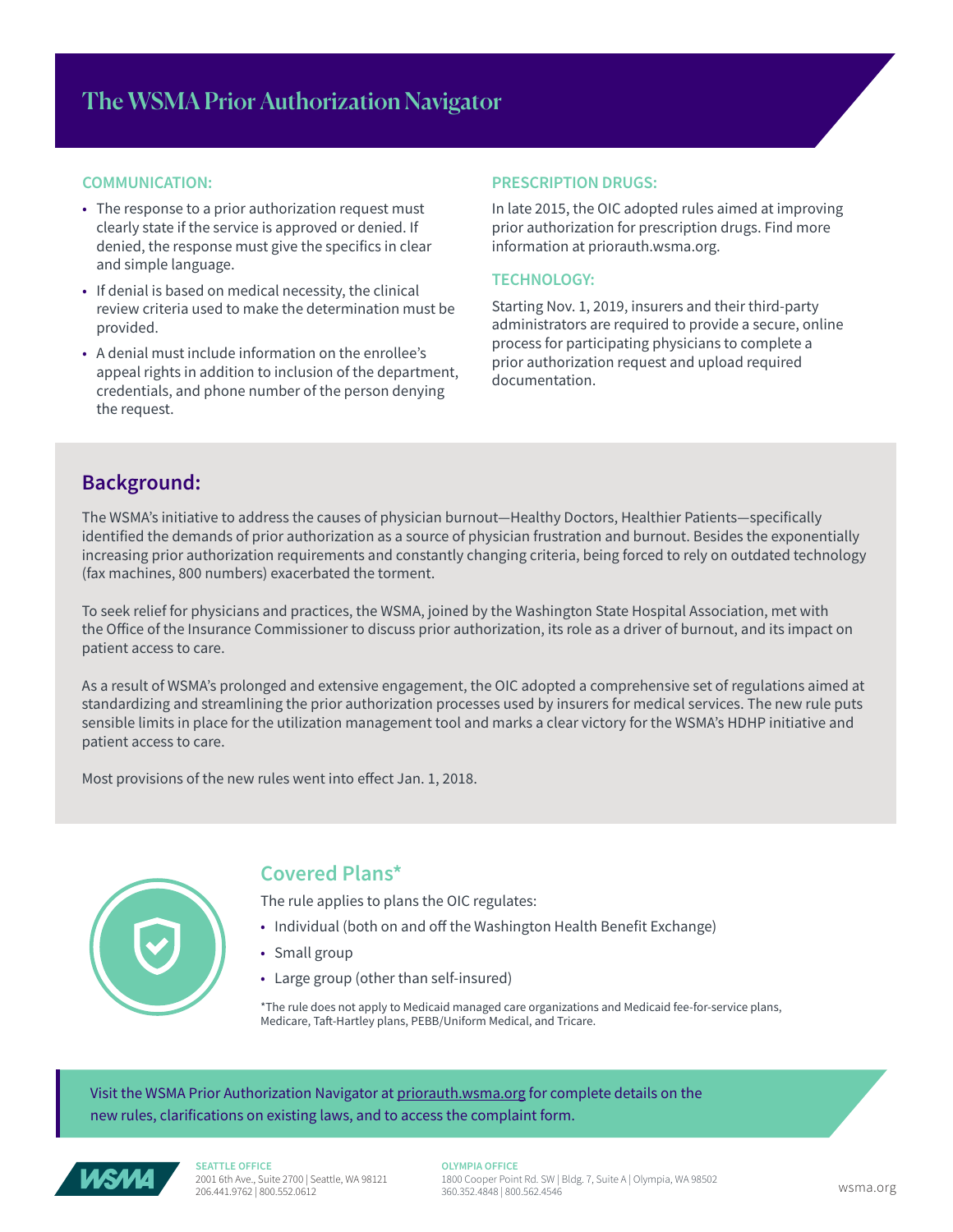# The WSMA Prior Authorization Navigator

### COMMUNICATION:

- The response to a prior authorization request must clearly state if the service is approved or denied. If denied, the response must give the specifics in clear and simple language.
- If denial is based on medical necessity, the clinical review criteria used to make the determination must be provided.
- A denial must include information on the enrollee's appeal rights in addition to inclusion of the department, credentials, and phone number of the person denying the request.

### PRESCRIPTION DRUGS:

In late 2015, the OIC adopted rules aimed at improving prior authorization for prescription drugs. Find more information at priorauth.wsma.org.

### TECHNOLOGY:

Starting Nov. 1, 2019, insurers and their third-party administrators are required to provide a secure, online process for participating physicians to complete a prior authorization request and upload required documentation.

## Background:

The WSMA's initiative to address the causes of physician burnout—Healthy Doctors, Healthier Patients—specifically identified the demands of prior authorization as a source of physician frustration and burnout. Besides the exponentially increasing prior authorization requirements and constantly changing criteria, being forced to rely on outdated technology (fax machines, 800 numbers) exacerbated the torment.

To seek relief for physicians and practices, the WSMA, joined by the Washington State Hospital Association, met with the Office of the Insurance Commissioner to discuss prior authorization, its role as a driver of burnout, and its impact on patient access to care.

As a result of WSMA's prolonged and extensive engagement, the OIC adopted a comprehensive set of regulations aimed at standardizing and streamlining the prior authorization processes used by insurers for medical services. The new rule puts sensible limits in place for the utilization management tool and marks a clear victory for the WSMA's HDHP initiative and patient access to care.

Most provisions of the new rules went into effect Jan. 1, 2018.

## Covered Plans*

The rule applies to plans the OIC regulates:

- Individual (both on and off the Washington Health Benefit Exchange)
- Small group
- Large group (other than self-insured)

*The rule does not apply to Medicaid managed care organizations and Medicaid fee-for-service plans, Medicare, Taft-Hartley plans, PEBB/Uniform Medical, and Tricare.

Visit the WSMA Prior Authorization Navigator at priorauth.wsma.org for complete details on the new rules, clarifications on existing laws, and to access the complaint form.

WSMA

**SEATTLE OFFICE**
2001 6th Ave., Suite 2700 | Seattle, WA 98121
206.441.9762 | 800.552.0612

**OLYMPIA OFFICE**
1800 Cooper Point Rd. SW | Bldg. 7, Suite A | Olympia, WA 98502
360.352.4848 | 800.562.4546

wsma.org